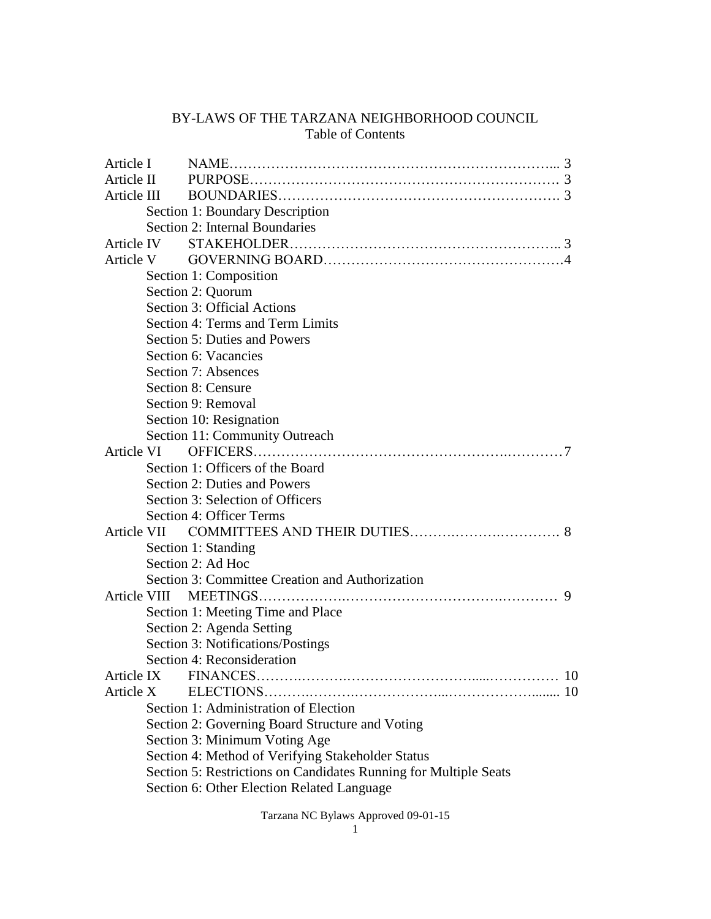# BY-LAWS OF THE TARZANA NEIGHBORHOOD COUNCIL

## Table of Contents

Article I NAME………………………………………………………………... 3

Article II PURPOSE……………………………………………………………. 3

Article III BOUNDARIES……………………………………………………. 3

- Section 1: Boundary Description
- Section 2: Internal Boundaries

Article IV STAKEHOLDER……………………………………………….. 3

Article V GOVERNING BOARD…………………………………………4

- Section 1: Composition
- Section 2: Quorum
- Section 3: Official Actions
- Section 4: Terms and Term Limits
- Section 5: Duties and Powers
- Section 6: Vacancies
- Section 7: Absences
- Section 8: Censure
- Section 9: Removal
- Section 10: Resignation
- Section 11: Community Outreach

Article VI OFFICERS……………………………………………..…………7

- Section 1: Officers of the Board
- Section 2: Duties and Powers
- Section 3: Selection of Officers
- Section 4: Officer Terms

Article VII COMMITTEES AND THEIR DUTIES…….……….…………. 8

- Section 1: Standing
- Section 2: Ad Hoc
- Section 3: Committee Creation and Authorization

Article VIII MEETINGS……………….……………………………….………… 9

- Section 1: Meeting Time and Place
- Section 2: Agenda Setting
- Section 3: Notifications/Postings
- Section 4: Reconsideration

Article IX FINANCES……….……….……………………….....…………… 10

Article X ELECTIONS……….……….………………..……………........ 10

- Section 1: Administration of Election
- Section 2: Governing Board Structure and Voting
- Section 3: Minimum Voting Age
- Section 4: Method of Verifying Stakeholder Status
- Section 5: Restrictions on Candidates Running for Multiple Seats
- Section 6: Other Election Related Language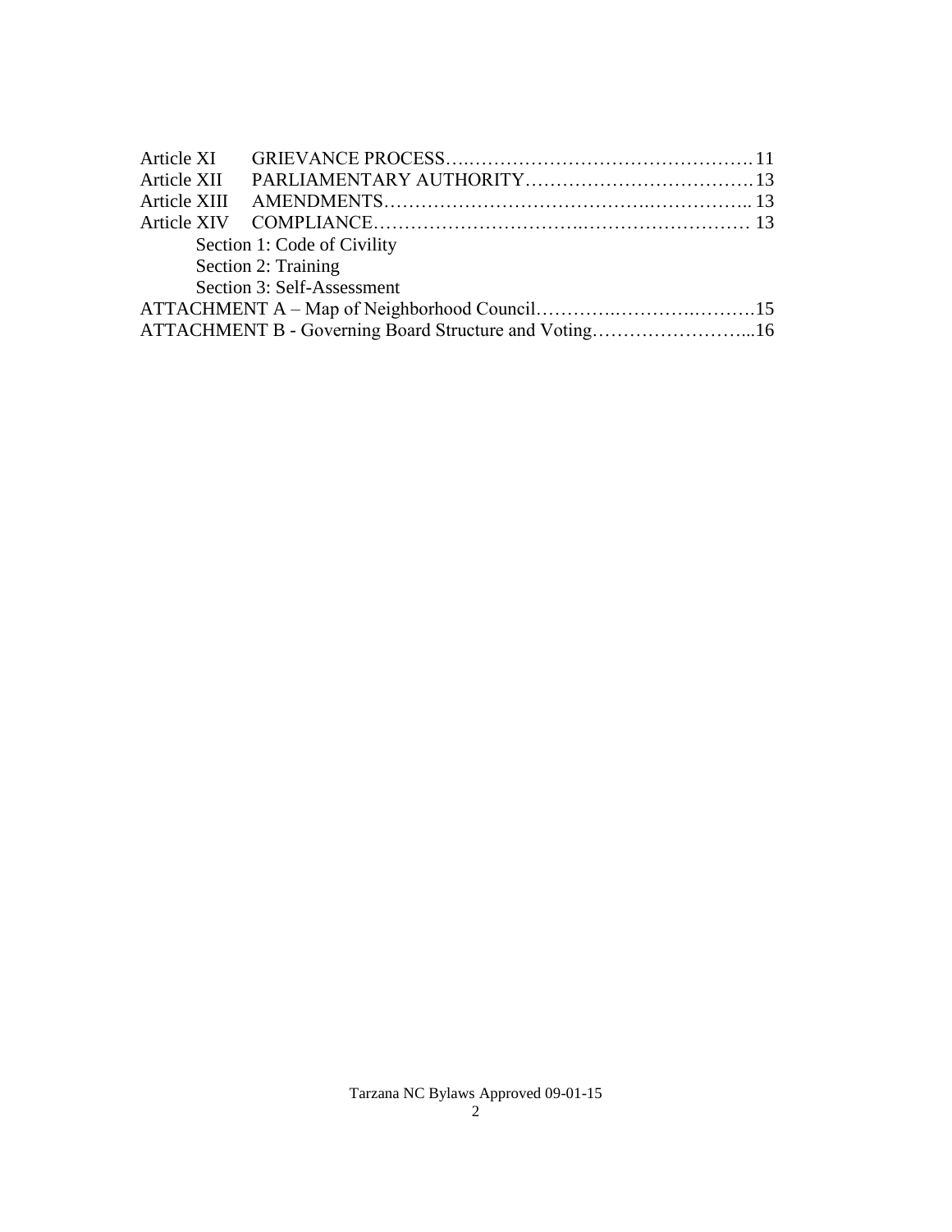Article XI GRIEVANCE PROCESS…..……………………………………… 11
Article XII PARLIAMENTARY AUTHORITY……………………………… 13
Article XIII AMENDMENTS…………………………………….……………. 13
Article XIV COMPLIANCE…………………………..……………………… 13
Section 1: Code of Civility
Section 2: Training
Section 3: Self-Assessment
ATTACHMENT A – Map of Neighborhood Council………….……….……….15
ATTACHMENT B - Governing Board Structure and Voting……………………...16

Tarzana NC Bylaws Approved 09-01-15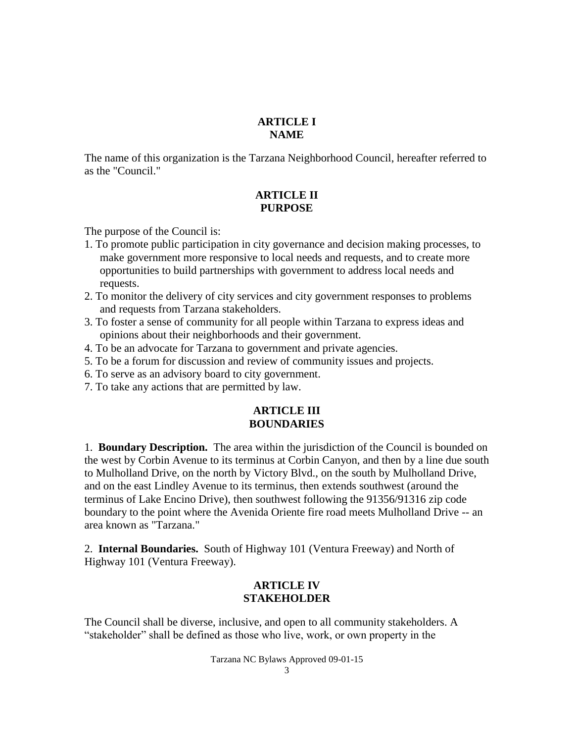## ARTICLE I
## NAME

The name of this organization is the Tarzana Neighborhood Council, hereafter referred to as the "Council."

## ARTICLE II
## PURPOSE

The purpose of the Council is:

1. To promote public participation in city governance and decision making processes, to make government more responsive to local needs and requests, and to create more opportunities to build partnerships with government to address local needs and requests.
2. To monitor the delivery of city services and city government responses to problems and requests from Tarzana stakeholders.
3. To foster a sense of community for all people within Tarzana to express ideas and opinions about their neighborhoods and their government.
4. To be an advocate for Tarzana to government and private agencies.
5. To be a forum for discussion and review of community issues and projects.
6. To serve as an advisory board to city government.
7. To take any actions that are permitted by law.

## ARTICLE III
## BOUNDARIES

1. **Boundary Description.** The area within the jurisdiction of the Council is bounded on the west by Corbin Avenue to its terminus at Corbin Canyon, and then by a line due south to Mulholland Drive, on the north by Victory Blvd., on the south by Mulholland Drive, and on the east Lindley Avenue to its terminus, then extends southwest (around the terminus of Lake Encino Drive), then southwest following the 91356/91316 zip code boundary to the point where the Avenida Oriente fire road meets Mulholland Drive -- an area known as "Tarzana."

2. **Internal Boundaries.** South of Highway 101 (Ventura Freeway) and North of Highway 101 (Ventura Freeway).

## ARTICLE IV
## STAKEHOLDER

The Council shall be diverse, inclusive, and open to all community stakeholders. A "stakeholder" shall be defined as those who live, work, or own property in the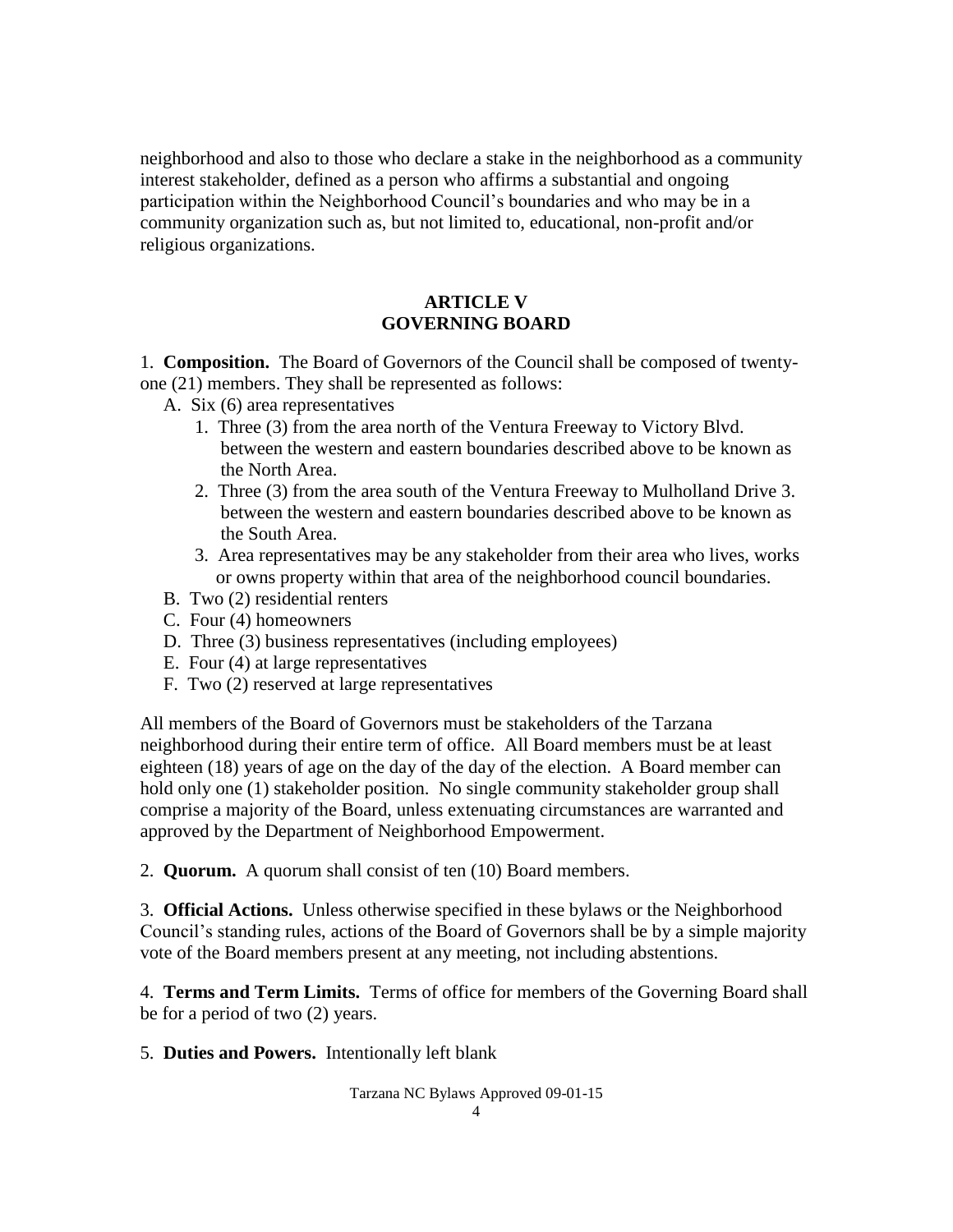neighborhood and also to those who declare a stake in the neighborhood as a community interest stakeholder, defined as a person who affirms a substantial and ongoing participation within the Neighborhood Council's boundaries and who may be in a community organization such as, but not limited to, educational, non-profit and/or religious organizations.

## ARTICLE V
## GOVERNING BOARD

1. **Composition.** The Board of Governors of the Council shall be composed of twenty-one (21) members. They shall be represented as follows:

A. Six (6) area representatives
   1. Three (3) from the area north of the Ventura Freeway to Victory Blvd. between the western and eastern boundaries described above to be known as the North Area.
   2. Three (3) from the area south of the Ventura Freeway to Mulholland Drive 3. between the western and eastern boundaries described above to be known as the South Area.
   3. Area representatives may be any stakeholder from their area who lives, works or owns property within that area of the neighborhood council boundaries.

B. Two (2) residential renters

C. Four (4) homeowners

D. Three (3) business representatives (including employees)

E. Four (4) at large representatives

F. Two (2) reserved at large representatives

All members of the Board of Governors must be stakeholders of the Tarzana neighborhood during their entire term of office. All Board members must be at least eighteen (18) years of age on the day of the day of the election. A Board member can hold only one (1) stakeholder position. No single community stakeholder group shall comprise a majority of the Board, unless extenuating circumstances are warranted and approved by the Department of Neighborhood Empowerment.

2. **Quorum.** A quorum shall consist of ten (10) Board members.

3. **Official Actions.** Unless otherwise specified in these bylaws or the Neighborhood Council's standing rules, actions of the Board of Governors shall be by a simple majority vote of the Board members present at any meeting, not including abstentions.

4. **Terms and Term Limits.** Terms of office for members of the Governing Board shall be for a period of two (2) years.

5. **Duties and Powers.** Intentionally left blank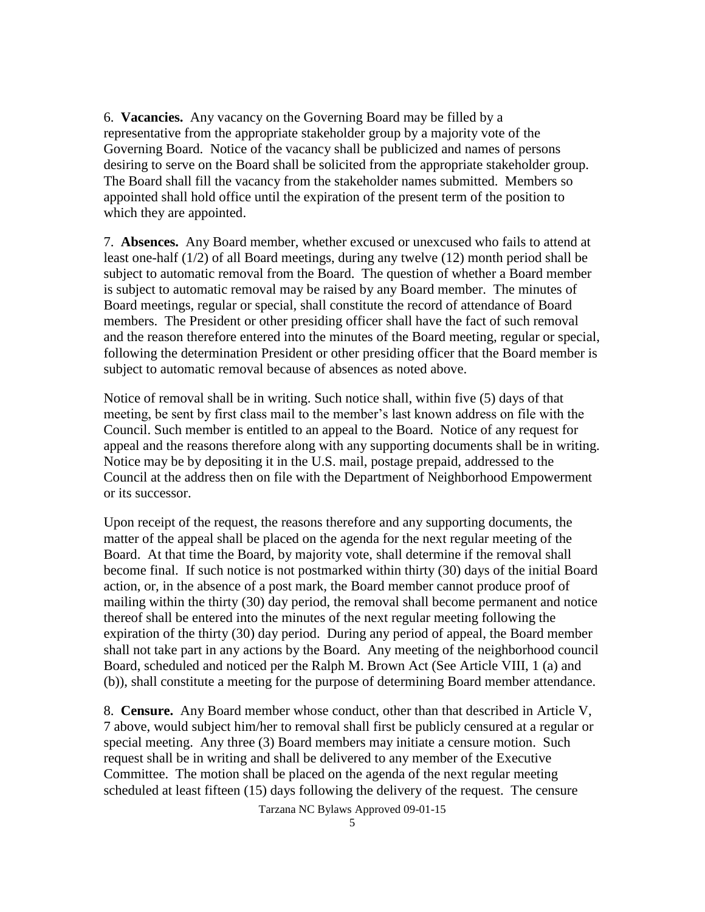6. **Vacancies.** Any vacancy on the Governing Board may be filled by a representative from the appropriate stakeholder group by a majority vote of the Governing Board. Notice of the vacancy shall be publicized and names of persons desiring to serve on the Board shall be solicited from the appropriate stakeholder group. The Board shall fill the vacancy from the stakeholder names submitted. Members so appointed shall hold office until the expiration of the present term of the position to which they are appointed.

7. **Absences.** Any Board member, whether excused or unexcused who fails to attend at least one-half (1/2) of all Board meetings, during any twelve (12) month period shall be subject to automatic removal from the Board. The question of whether a Board member is subject to automatic removal may be raised by any Board member. The minutes of Board meetings, regular or special, shall constitute the record of attendance of Board members. The President or other presiding officer shall have the fact of such removal and the reason therefore entered into the minutes of the Board meeting, regular or special, following the determination President or other presiding officer that the Board member is subject to automatic removal because of absences as noted above.

Notice of removal shall be in writing. Such notice shall, within five (5) days of that meeting, be sent by first class mail to the member's last known address on file with the Council. Such member is entitled to an appeal to the Board. Notice of any request for appeal and the reasons therefore along with any supporting documents shall be in writing. Notice may be by depositing it in the U.S. mail, postage prepaid, addressed to the Council at the address then on file with the Department of Neighborhood Empowerment or its successor.

Upon receipt of the request, the reasons therefore and any supporting documents, the matter of the appeal shall be placed on the agenda for the next regular meeting of the Board. At that time the Board, by majority vote, shall determine if the removal shall become final. If such notice is not postmarked within thirty (30) days of the initial Board action, or, in the absence of a post mark, the Board member cannot produce proof of mailing within the thirty (30) day period, the removal shall become permanent and notice thereof shall be entered into the minutes of the next regular meeting following the expiration of the thirty (30) day period. During any period of appeal, the Board member shall not take part in any actions by the Board. Any meeting of the neighborhood council Board, scheduled and noticed per the Ralph M. Brown Act (See Article VIII, 1 (a) and (b)), shall constitute a meeting for the purpose of determining Board member attendance.

8. **Censure.** Any Board member whose conduct, other than that described in Article V, 7 above, would subject him/her to removal shall first be publicly censured at a regular or special meeting. Any three (3) Board members may initiate a censure motion. Such request shall be in writing and shall be delivered to any member of the Executive Committee. The motion shall be placed on the agenda of the next regular meeting scheduled at least fifteen (15) days following the delivery of the request. The censure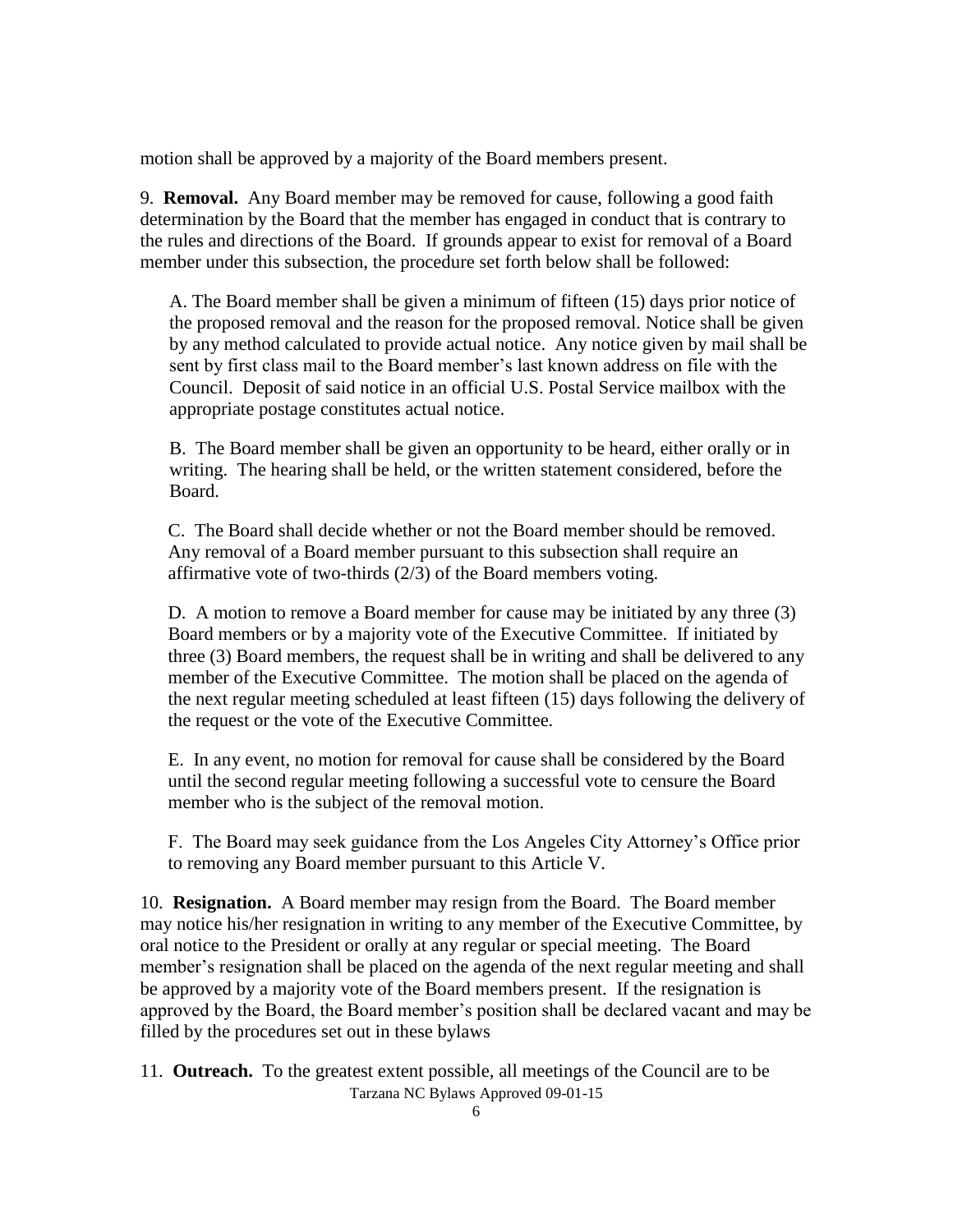motion shall be approved by a majority of the Board members present.

9. **Removal.** Any Board member may be removed for cause, following a good faith determination by the Board that the member has engaged in conduct that is contrary to the rules and directions of the Board. If grounds appear to exist for removal of a Board member under this subsection, the procedure set forth below shall be followed:

A. The Board member shall be given a minimum of fifteen (15) days prior notice of the proposed removal and the reason for the proposed removal. Notice shall be given by any method calculated to provide actual notice. Any notice given by mail shall be sent by first class mail to the Board member's last known address on file with the Council. Deposit of said notice in an official U.S. Postal Service mailbox with the appropriate postage constitutes actual notice.

B. The Board member shall be given an opportunity to be heard, either orally or in writing. The hearing shall be held, or the written statement considered, before the Board.

C. The Board shall decide whether or not the Board member should be removed. Any removal of a Board member pursuant to this subsection shall require an affirmative vote of two-thirds (2/3) of the Board members voting.

D. A motion to remove a Board member for cause may be initiated by any three (3) Board members or by a majority vote of the Executive Committee. If initiated by three (3) Board members, the request shall be in writing and shall be delivered to any member of the Executive Committee. The motion shall be placed on the agenda of the next regular meeting scheduled at least fifteen (15) days following the delivery of the request or the vote of the Executive Committee.

E. In any event, no motion for removal for cause shall be considered by the Board until the second regular meeting following a successful vote to censure the Board member who is the subject of the removal motion.

F. The Board may seek guidance from the Los Angeles City Attorney's Office prior to removing any Board member pursuant to this Article V.

10. **Resignation.** A Board member may resign from the Board. The Board member may notice his/her resignation in writing to any member of the Executive Committee, by oral notice to the President or orally at any regular or special meeting. The Board member's resignation shall be placed on the agenda of the next regular meeting and shall be approved by a majority vote of the Board members present. If the resignation is approved by the Board, the Board member's position shall be declared vacant and may be filled by the procedures set out in these bylaws

11. **Outreach.** To the greatest extent possible, all meetings of the Council are to be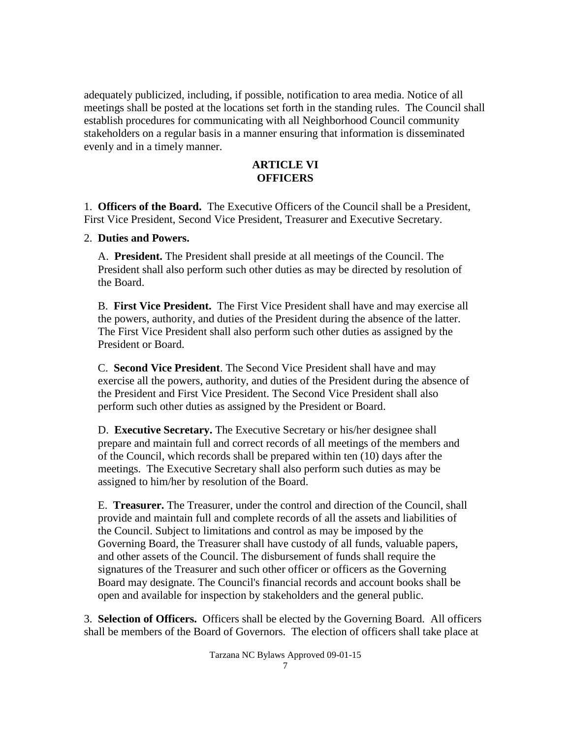adequately publicized, including, if possible, notification to area media. Notice of all meetings shall be posted at the locations set forth in the standing rules. The Council shall establish procedures for communicating with all Neighborhood Council community stakeholders on a regular basis in a manner ensuring that information is disseminated evenly and in a timely manner.

## ARTICLE VI
## OFFICERS

1. **Officers of the Board.** The Executive Officers of the Council shall be a President, First Vice President, Second Vice President, Treasurer and Executive Secretary.

2. **Duties and Powers.**

A. **President.** The President shall preside at all meetings of the Council. The President shall also perform such other duties as may be directed by resolution of the Board.

B. **First Vice President.** The First Vice President shall have and may exercise all the powers, authority, and duties of the President during the absence of the latter. The First Vice President shall also perform such other duties as assigned by the President or Board.

C. **Second Vice President**. The Second Vice President shall have and may exercise all the powers, authority, and duties of the President during the absence of the President and First Vice President. The Second Vice President shall also perform such other duties as assigned by the President or Board.

D. **Executive Secretary.** The Executive Secretary or his/her designee shall prepare and maintain full and correct records of all meetings of the members and of the Council, which records shall be prepared within ten (10) days after the meetings. The Executive Secretary shall also perform such duties as may be assigned to him/her by resolution of the Board.

E. **Treasurer.** The Treasurer, under the control and direction of the Council, shall provide and maintain full and complete records of all the assets and liabilities of the Council. Subject to limitations and control as may be imposed by the Governing Board, the Treasurer shall have custody of all funds, valuable papers, and other assets of the Council. The disbursement of funds shall require the signatures of the Treasurer and such other officer or officers as the Governing Board may designate. The Council's financial records and account books shall be open and available for inspection by stakeholders and the general public.

3. **Selection of Officers.** Officers shall be elected by the Governing Board. All officers shall be members of the Board of Governors. The election of officers shall take place at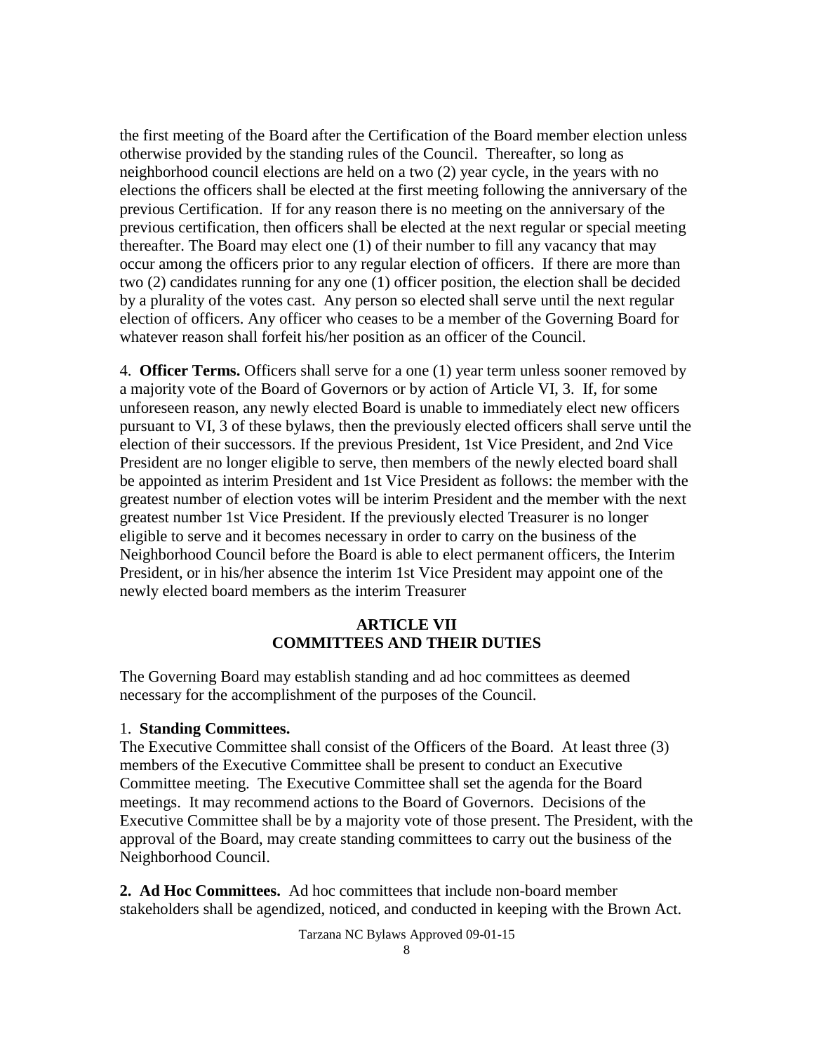the first meeting of the Board after the Certification of the Board member election unless otherwise provided by the standing rules of the Council. Thereafter, so long as neighborhood council elections are held on a two (2) year cycle, in the years with no elections the officers shall be elected at the first meeting following the anniversary of the previous Certification. If for any reason there is no meeting on the anniversary of the previous certification, then officers shall be elected at the next regular or special meeting thereafter. The Board may elect one (1) of their number to fill any vacancy that may occur among the officers prior to any regular election of officers. If there are more than two (2) candidates running for any one (1) officer position, the election shall be decided by a plurality of the votes cast. Any person so elected shall serve until the next regular election of officers. Any officer who ceases to be a member of the Governing Board for whatever reason shall forfeit his/her position as an officer of the Council.

4. **Officer Terms.** Officers shall serve for a one (1) year term unless sooner removed by a majority vote of the Board of Governors or by action of Article VI, 3. If, for some unforeseen reason, any newly elected Board is unable to immediately elect new officers pursuant to VI, 3 of these bylaws, then the previously elected officers shall serve until the election of their successors. If the previous President, 1st Vice President, and 2nd Vice President are no longer eligible to serve, then members of the newly elected board shall be appointed as interim President and 1st Vice President as follows: the member with the greatest number of election votes will be interim President and the member with the next greatest number 1st Vice President. If the previously elected Treasurer is no longer eligible to serve and it becomes necessary in order to carry on the business of the Neighborhood Council before the Board is able to elect permanent officers, the Interim President, or in his/her absence the interim 1st Vice President may appoint one of the newly elected board members as the interim Treasurer

## ARTICLE VII
## COMMITTEES AND THEIR DUTIES

The Governing Board may establish standing and ad hoc committees as deemed necessary for the accomplishment of the purposes of the Council.

1. **Standing Committees.**
The Executive Committee shall consist of the Officers of the Board. At least three (3) members of the Executive Committee shall be present to conduct an Executive Committee meeting. The Executive Committee shall set the agenda for the Board meetings. It may recommend actions to the Board of Governors. Decisions of the Executive Committee shall be by a majority vote of those present. The President, with the approval of the Board, may create standing committees to carry out the business of the Neighborhood Council.

**2. Ad Hoc Committees.** Ad hoc committees that include non-board member stakeholders shall be agendized, noticed, and conducted in keeping with the Brown Act.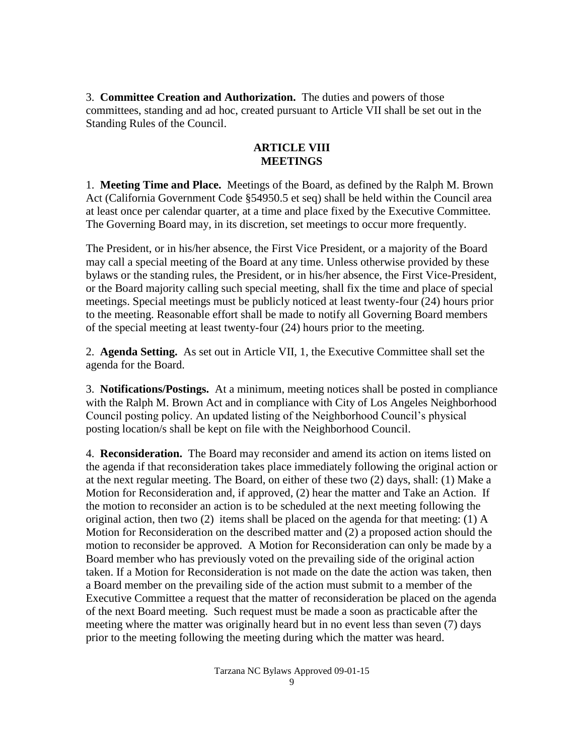3. **Committee Creation and Authorization.** The duties and powers of those committees, standing and ad hoc, created pursuant to Article VII shall be set out in the Standing Rules of the Council.

## ARTICLE VIII
## MEETINGS

1. **Meeting Time and Place.** Meetings of the Board, as defined by the Ralph M. Brown Act (California Government Code §54950.5 et seq) shall be held within the Council area at least once per calendar quarter, at a time and place fixed by the Executive Committee. The Governing Board may, in its discretion, set meetings to occur more frequently.

The President, or in his/her absence, the First Vice President, or a majority of the Board may call a special meeting of the Board at any time. Unless otherwise provided by these bylaws or the standing rules, the President, or in his/her absence, the First Vice-President, or the Board majority calling such special meeting, shall fix the time and place of special meetings. Special meetings must be publicly noticed at least twenty-four (24) hours prior to the meeting. Reasonable effort shall be made to notify all Governing Board members of the special meeting at least twenty-four (24) hours prior to the meeting.

2. **Agenda Setting.** As set out in Article VII, 1, the Executive Committee shall set the agenda for the Board.

3. **Notifications/Postings.** At a minimum, meeting notices shall be posted in compliance with the Ralph M. Brown Act and in compliance with City of Los Angeles Neighborhood Council posting policy. An updated listing of the Neighborhood Council's physical posting location/s shall be kept on file with the Neighborhood Council.

4. **Reconsideration.** The Board may reconsider and amend its action on items listed on the agenda if that reconsideration takes place immediately following the original action or at the next regular meeting. The Board, on either of these two (2) days, shall: (1) Make a Motion for Reconsideration and, if approved, (2) hear the matter and Take an Action. If the motion to reconsider an action is to be scheduled at the next meeting following the original action, then two (2) items shall be placed on the agenda for that meeting: (1) A Motion for Reconsideration on the described matter and (2) a proposed action should the motion to reconsider be approved. A Motion for Reconsideration can only be made by a Board member who has previously voted on the prevailing side of the original action taken. If a Motion for Reconsideration is not made on the date the action was taken, then a Board member on the prevailing side of the action must submit to a member of the Executive Committee a request that the matter of reconsideration be placed on the agenda of the next Board meeting. Such request must be made a soon as practicable after the meeting where the matter was originally heard but in no event less than seven (7) days prior to the meeting following the meeting during which the matter was heard.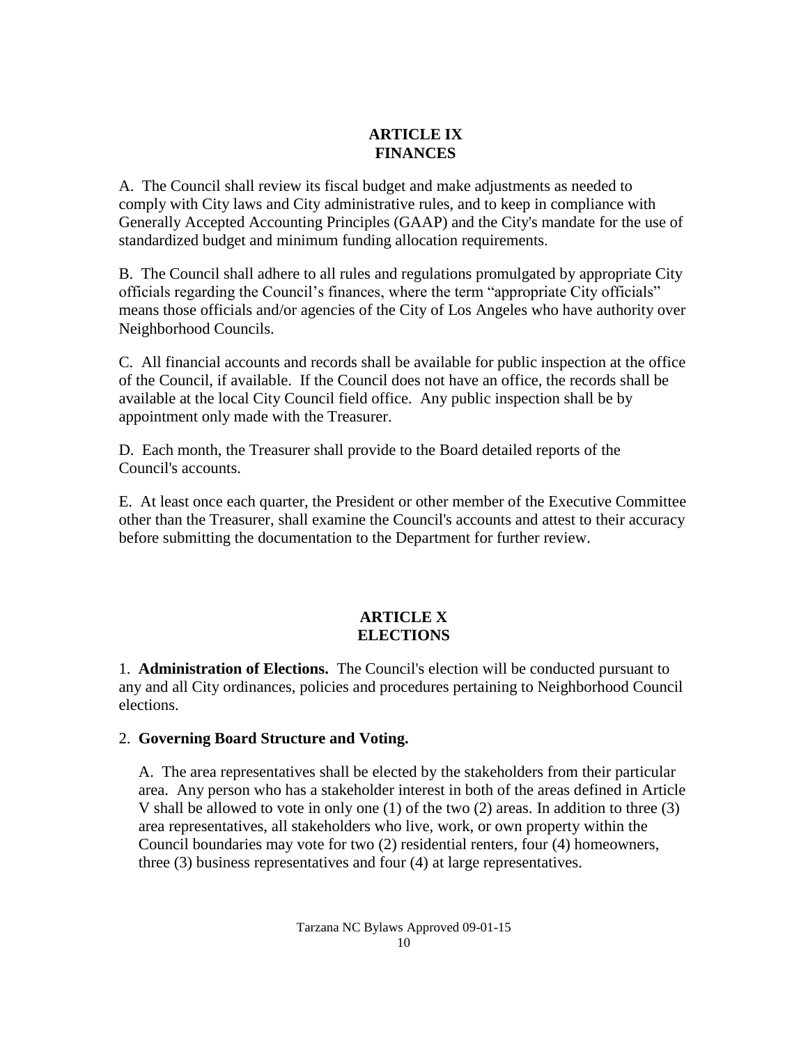## ARTICLE IX
## FINANCES

A. The Council shall review its fiscal budget and make adjustments as needed to comply with City laws and City administrative rules, and to keep in compliance with Generally Accepted Accounting Principles (GAAP) and the City's mandate for the use of standardized budget and minimum funding allocation requirements.

B. The Council shall adhere to all rules and regulations promulgated by appropriate City officials regarding the Council's finances, where the term "appropriate City officials" means those officials and/or agencies of the City of Los Angeles who have authority over Neighborhood Councils.

C. All financial accounts and records shall be available for public inspection at the office of the Council, if available. If the Council does not have an office, the records shall be available at the local City Council field office. Any public inspection shall be by appointment only made with the Treasurer.

D. Each month, the Treasurer shall provide to the Board detailed reports of the Council's accounts.

E. At least once each quarter, the President or other member of the Executive Committee other than the Treasurer, shall examine the Council's accounts and attest to their accuracy before submitting the documentation to the Department for further review.

## ARTICLE X
## ELECTIONS

1. **Administration of Elections.** The Council's election will be conducted pursuant to any and all City ordinances, policies and procedures pertaining to Neighborhood Council elections.

2. **Governing Board Structure and Voting.**

A. The area representatives shall be elected by the stakeholders from their particular area. Any person who has a stakeholder interest in both of the areas defined in Article V shall be allowed to vote in only one (1) of the two (2) areas. In addition to three (3) area representatives, all stakeholders who live, work, or own property within the Council boundaries may vote for two (2) residential renters, four (4) homeowners, three (3) business representatives and four (4) at large representatives.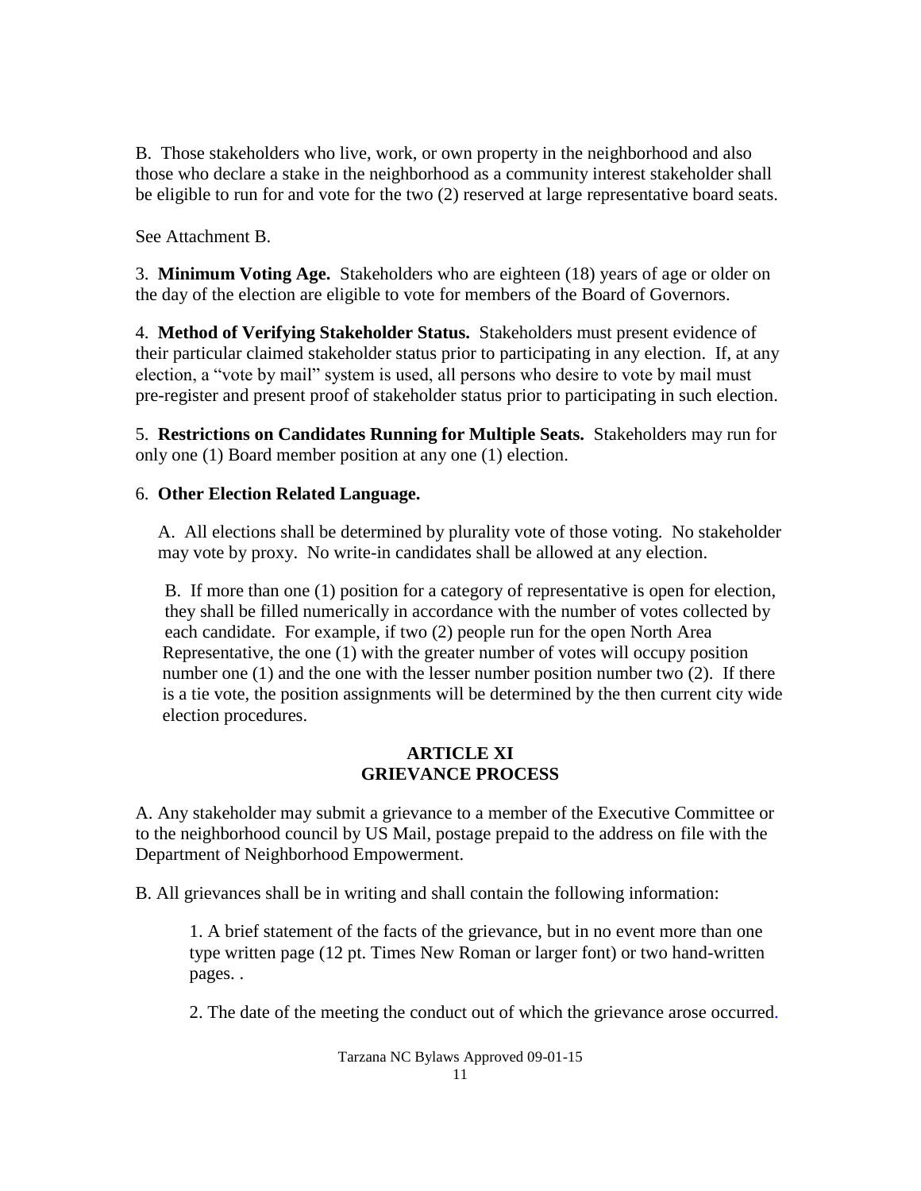B. Those stakeholders who live, work, or own property in the neighborhood and also those who declare a stake in the neighborhood as a community interest stakeholder shall be eligible to run for and vote for the two (2) reserved at large representative board seats.

See Attachment B.

3. **Minimum Voting Age.** Stakeholders who are eighteen (18) years of age or older on the day of the election are eligible to vote for members of the Board of Governors.

4. **Method of Verifying Stakeholder Status.** Stakeholders must present evidence of their particular claimed stakeholder status prior to participating in any election. If, at any election, a "vote by mail" system is used, all persons who desire to vote by mail must pre-register and present proof of stakeholder status prior to participating in such election.

5. **Restrictions on Candidates Running for Multiple Seats.** Stakeholders may run for only one (1) Board member position at any one (1) election.

6. **Other Election Related Language.**

A. All elections shall be determined by plurality vote of those voting. No stakeholder may vote by proxy. No write-in candidates shall be allowed at any election.

B. If more than one (1) position for a category of representative is open for election, they shall be filled numerically in accordance with the number of votes collected by each candidate. For example, if two (2) people run for the open North Area Representative, the one (1) with the greater number of votes will occupy position number one (1) and the one with the lesser number position number two (2). If there is a tie vote, the position assignments will be determined by the then current city wide election procedures.

## ARTICLE XI
## GRIEVANCE PROCESS

A. Any stakeholder may submit a grievance to a member of the Executive Committee or to the neighborhood council by US Mail, postage prepaid to the address on file with the Department of Neighborhood Empowerment.

B. All grievances shall be in writing and shall contain the following information:

1. A brief statement of the facts of the grievance, but in no event more than one type written page (12 pt. Times New Roman or larger font) or two hand-written pages. .

2. The date of the meeting the conduct out of which the grievance arose occurred.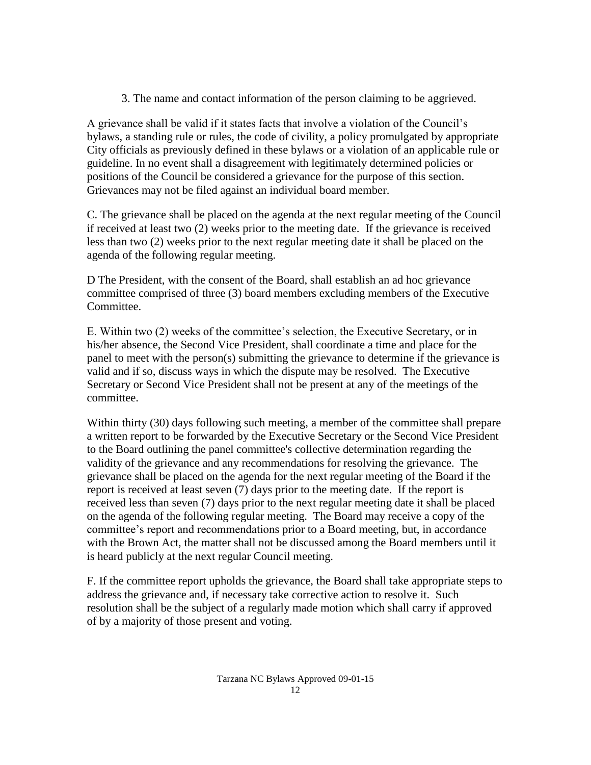3. The name and contact information of the person claiming to be aggrieved.

A grievance shall be valid if it states facts that involve a violation of the Council's bylaws, a standing rule or rules, the code of civility, a policy promulgated by appropriate City officials as previously defined in these bylaws or a violation of an applicable rule or guideline. In no event shall a disagreement with legitimately determined policies or positions of the Council be considered a grievance for the purpose of this section. Grievances may not be filed against an individual board member.

C. The grievance shall be placed on the agenda at the next regular meeting of the Council if received at least two (2) weeks prior to the meeting date. If the grievance is received less than two (2) weeks prior to the next regular meeting date it shall be placed on the agenda of the following regular meeting.

D The President, with the consent of the Board, shall establish an ad hoc grievance committee comprised of three (3) board members excluding members of the Executive Committee.

E. Within two (2) weeks of the committee's selection, the Executive Secretary, or in his/her absence, the Second Vice President, shall coordinate a time and place for the panel to meet with the person(s) submitting the grievance to determine if the grievance is valid and if so, discuss ways in which the dispute may be resolved. The Executive Secretary or Second Vice President shall not be present at any of the meetings of the committee.

Within thirty (30) days following such meeting, a member of the committee shall prepare a written report to be forwarded by the Executive Secretary or the Second Vice President to the Board outlining the panel committee's collective determination regarding the validity of the grievance and any recommendations for resolving the grievance. The grievance shall be placed on the agenda for the next regular meeting of the Board if the report is received at least seven (7) days prior to the meeting date. If the report is received less than seven (7) days prior to the next regular meeting date it shall be placed on the agenda of the following regular meeting. The Board may receive a copy of the committee's report and recommendations prior to a Board meeting, but, in accordance with the Brown Act, the matter shall not be discussed among the Board members until it is heard publicly at the next regular Council meeting.

F. If the committee report upholds the grievance, the Board shall take appropriate steps to address the grievance and, if necessary take corrective action to resolve it. Such resolution shall be the subject of a regularly made motion which shall carry if approved of by a majority of those present and voting.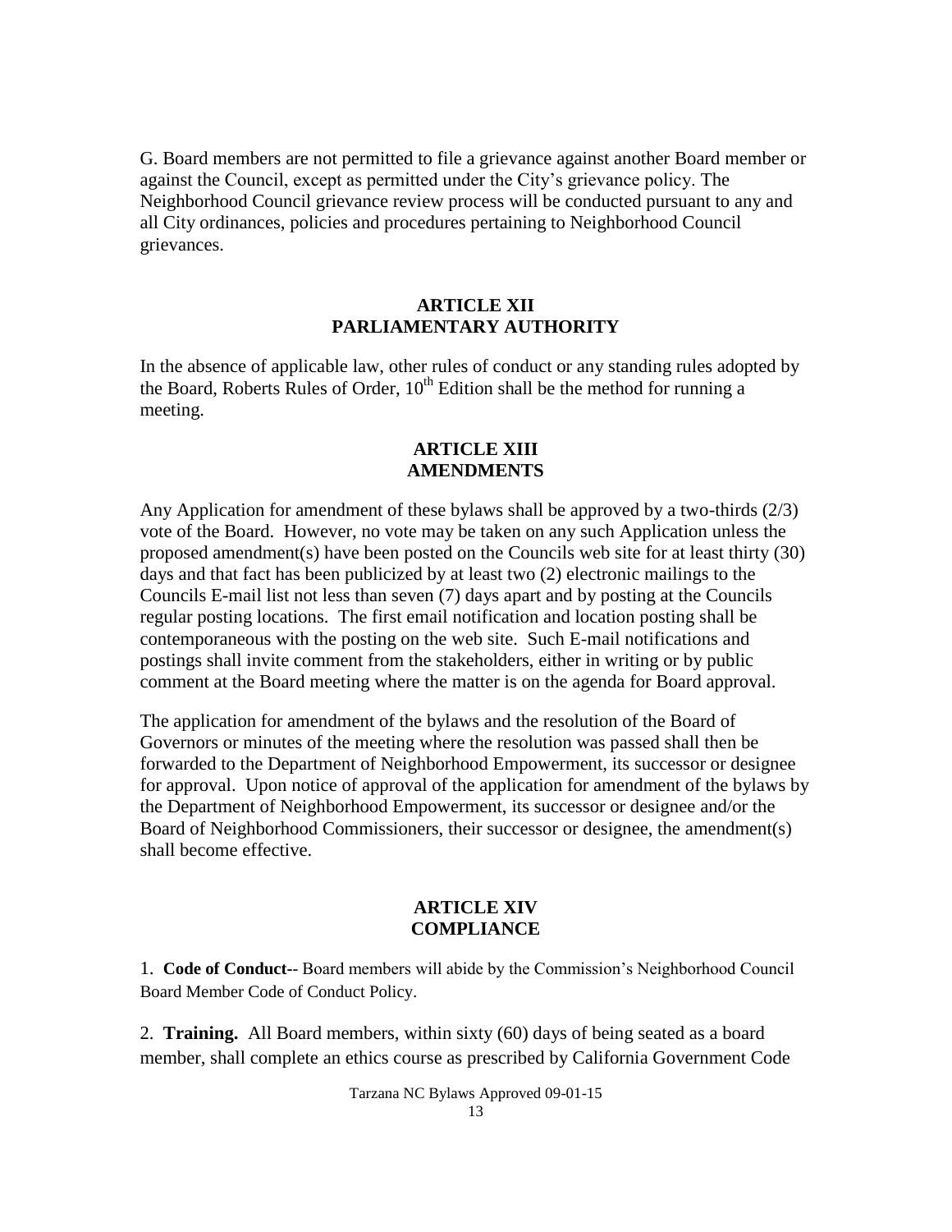G. Board members are not permitted to file a grievance against another Board member or against the Council, except as permitted under the City's grievance policy. The Neighborhood Council grievance review process will be conducted pursuant to any and all City ordinances, policies and procedures pertaining to Neighborhood Council grievances.

## ARTICLE XII
## PARLIAMENTARY AUTHORITY

In the absence of applicable law, other rules of conduct or any standing rules adopted by the Board, Roberts Rules of Order, 10th Edition shall be the method for running a meeting.

## ARTICLE XIII
## AMENDMENTS

Any Application for amendment of these bylaws shall be approved by a two-thirds (2/3) vote of the Board. However, no vote may be taken on any such Application unless the proposed amendment(s) have been posted on the Councils web site for at least thirty (30) days and that fact has been publicized by at least two (2) electronic mailings to the Councils E-mail list not less than seven (7) days apart and by posting at the Councils regular posting locations. The first email notification and location posting shall be contemporaneous with the posting on the web site. Such E-mail notifications and postings shall invite comment from the stakeholders, either in writing or by public comment at the Board meeting where the matter is on the agenda for Board approval.

The application for amendment of the bylaws and the resolution of the Board of Governors or minutes of the meeting where the resolution was passed shall then be forwarded to the Department of Neighborhood Empowerment, its successor or designee for approval. Upon notice of approval of the application for amendment of the bylaws by the Department of Neighborhood Empowerment, its successor or designee and/or the Board of Neighborhood Commissioners, their successor or designee, the amendment(s) shall become effective.

## ARTICLE XIV
## COMPLIANCE

1. **Code of Conduct**-- Board members will abide by the Commission's Neighborhood Council Board Member Code of Conduct Policy.

2. **Training.** All Board members, within sixty (60) days of being seated as a board member, shall complete an ethics course as prescribed by California Government Code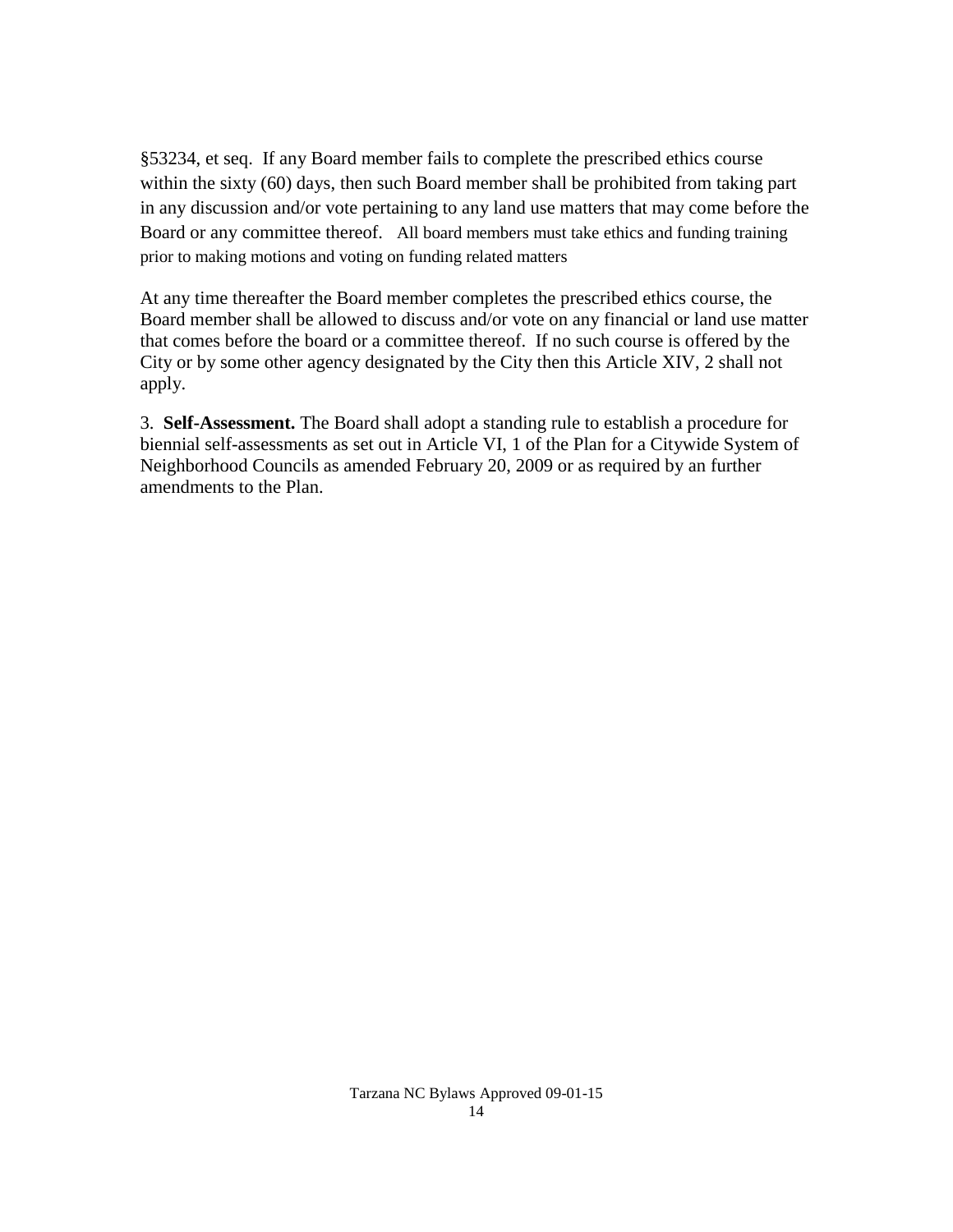§53234, et seq. If any Board member fails to complete the prescribed ethics course within the sixty (60) days, then such Board member shall be prohibited from taking part in any discussion and/or vote pertaining to any land use matters that may come before the Board or any committee thereof. All board members must take ethics and funding training prior to making motions and voting on funding related matters

At any time thereafter the Board member completes the prescribed ethics course, the Board member shall be allowed to discuss and/or vote on any financial or land use matter that comes before the board or a committee thereof. If no such course is offered by the City or by some other agency designated by the City then this Article XIV, 2 shall not apply.

3. **Self-Assessment.** The Board shall adopt a standing rule to establish a procedure for biennial self-assessments as set out in Article VI, 1 of the Plan for a Citywide System of Neighborhood Councils as amended February 20, 2009 or as required by an further amendments to the Plan.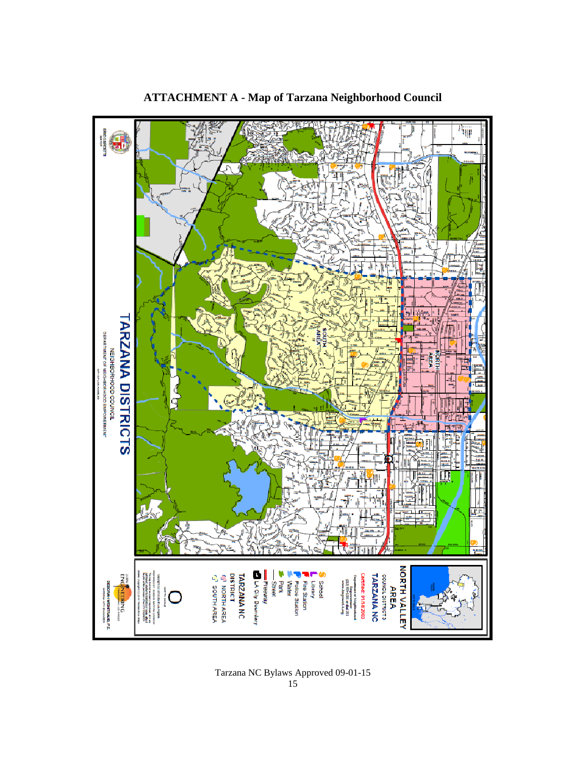# ATTACHMENT A - Map of Tarzana Neighborhood Council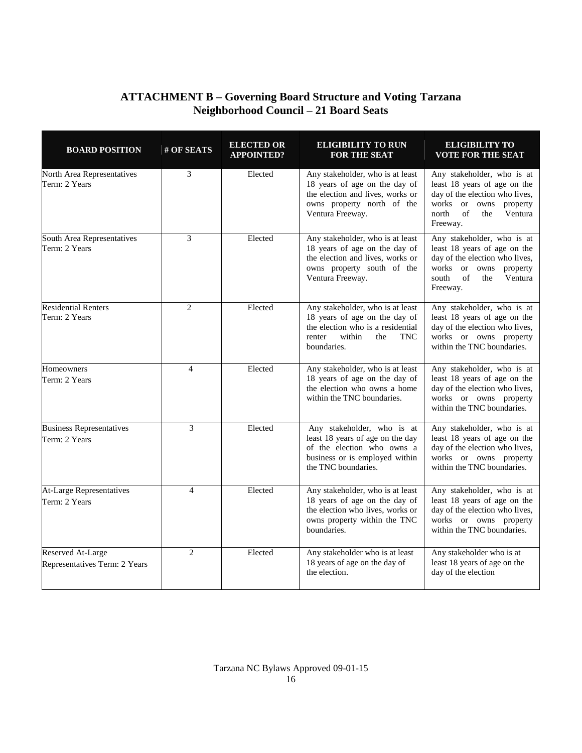## ATTACHMENT B – Governing Board Structure and Voting Tarzana Neighborhood Council – 21 Board Seats

| BOARD POSITION | # OF SEATS | ELECTED OR APPOINTED? | ELIGIBILITY TO RUN FOR THE SEAT | ELIGIBILITY TO VOTE FOR THE SEAT |
|---|---|---|---|---|
| North Area Representatives Term: 2 Years | 3 | Elected | Any stakeholder, who is at least 18 years of age on the day of the election and lives, works or owns property north of the Ventura Freeway. | Any stakeholder, who is at least 18 years of age on the day of the election who lives, works or owns property north of the Ventura Freeway. |
| South Area Representatives Term: 2 Years | 3 | Elected | Any stakeholder, who is at least 18 years of age on the day of the election and lives, works or owns property south of the Ventura Freeway. | Any stakeholder, who is at least 18 years of age on the day of the election who lives, works or owns property south of the Ventura Freeway. |
| Residential Renters Term: 2 Years | 2 | Elected | Any stakeholder, who is at least 18 years of age on the day of the election who is a residential renter within the TNC boundaries. | Any stakeholder, who is at least 18 years of age on the day of the election who lives, works or owns property within the TNC boundaries. |
| Homeowners Term: 2 Years | 4 | Elected | Any stakeholder, who is at least 18 years of age on the day of the election who owns a home within the TNC boundaries. | Any stakeholder, who is at least 18 years of age on the day of the election who lives, works or owns property within the TNC boundaries. |
| Business Representatives Term: 2 Years | 3 | Elected | Any stakeholder, who is at least 18 years of age on the day of the election who owns a business or is employed within the TNC boundaries. | Any stakeholder, who is at least 18 years of age on the day of the election who lives, works or owns property within the TNC boundaries. |
| At-Large Representatives Term: 2 Years | 4 | Elected | Any stakeholder, who is at least 18 years of age on the day of the election who lives, works or owns property within the TNC boundaries. | Any stakeholder, who is at least 18 years of age on the day of the election who lives, works or owns property within the TNC boundaries. |
| Reserved At-Large Representatives Term: 2 Years | 2 | Elected | Any stakeholder who is at least 18 years of age on the day of the election. | Any stakeholder who is at least 18 years of age on the day of the election |

Tarzana NC Bylaws Approved 09-01-15